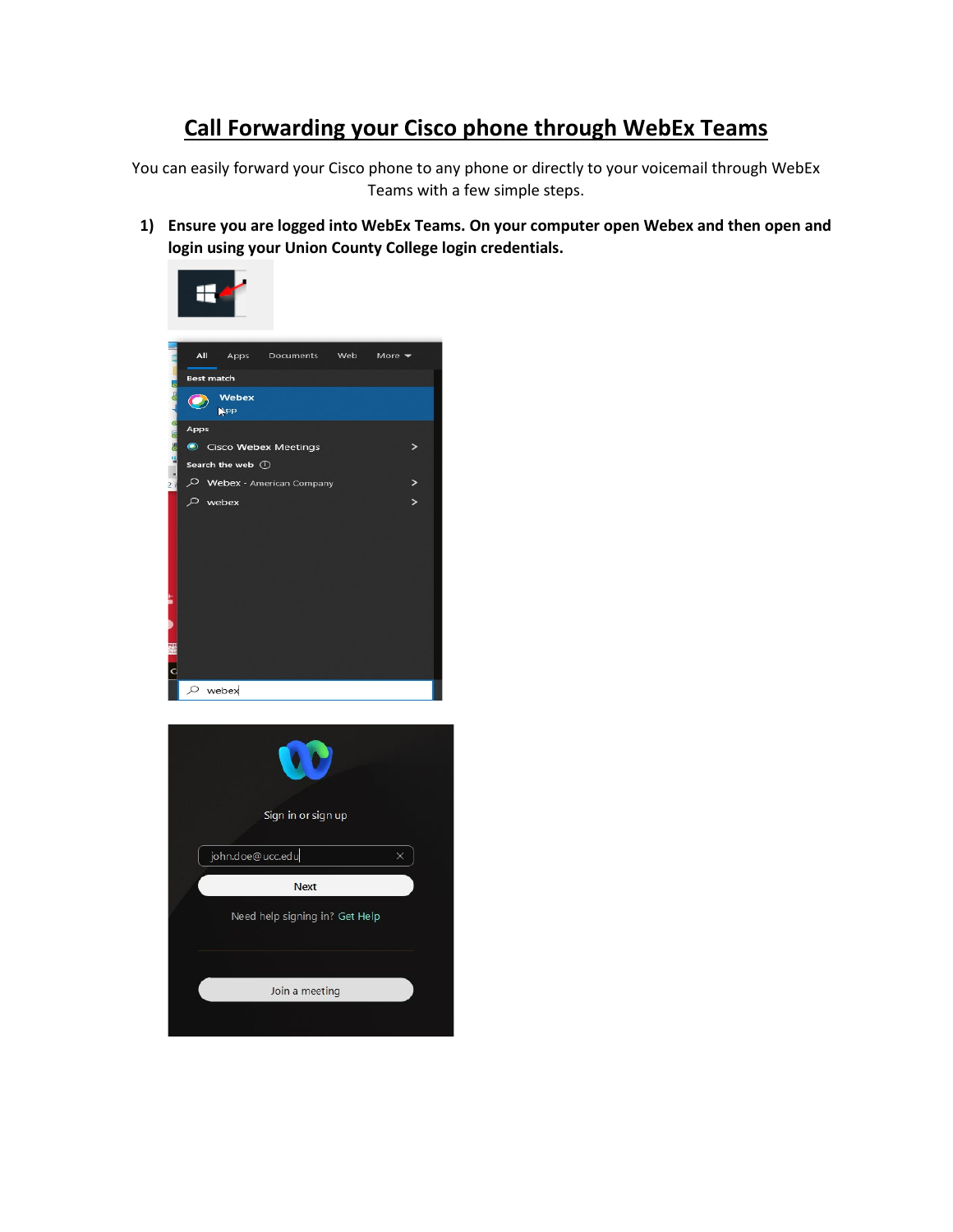# Call Forwarding your Cisco phone through WebEx Teams

You can easily forward your Cisco phone to any phone or directly to your voicemail through WebEx Teams with a few simple steps.

1) **Ensure you are logged into WebEx Teams. On your computer open Webex and then open and login using your Union County College login credentials.**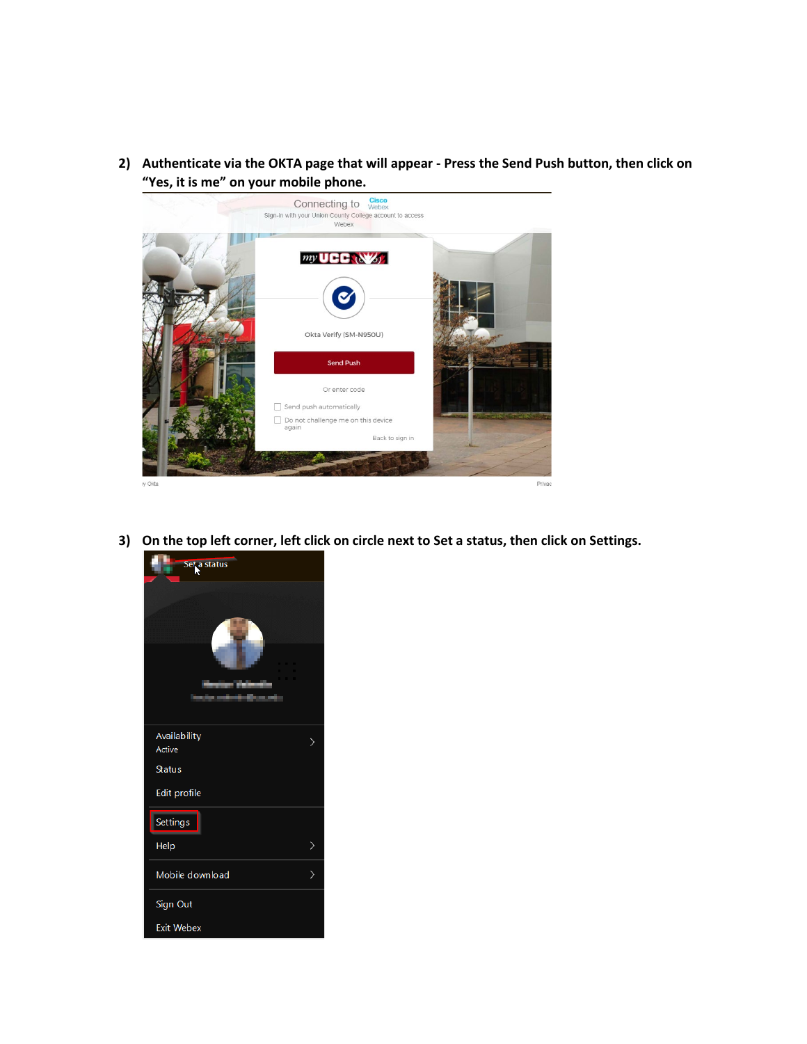2) **Authenticate via the OKTA page that will appear - Press the Send Push button, then click on "Yes, it is me" on your mobile phone.**

3) **On the top left corner, left click on circle next to Set a status, then click on Settings.**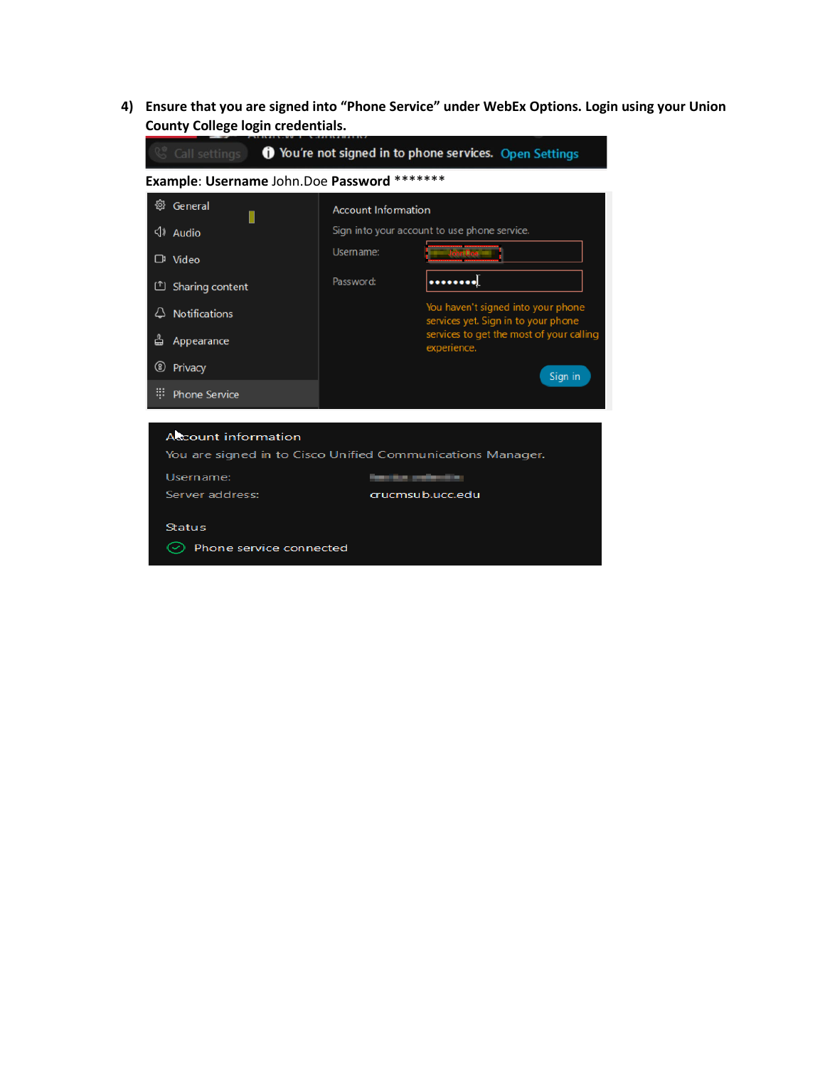4) **Ensure that you are signed into "Phone Service" under WebEx Options. Login using your Union County College login credentials.**

**Example**: **Username** John.Doe **Password** *******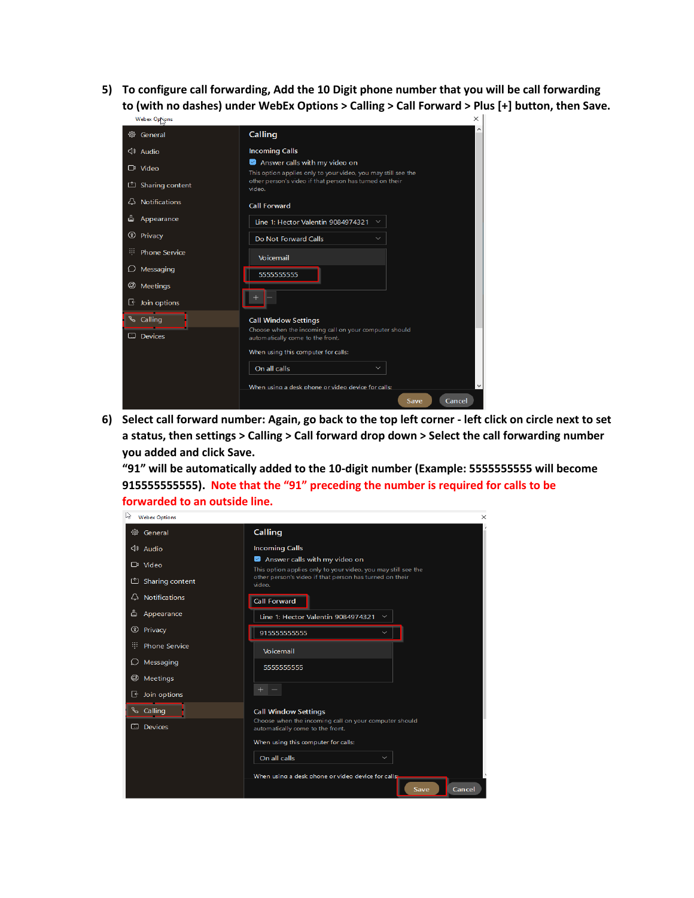5) **To configure call forwarding, Add the 10 Digit phone number that you will be call forwarding to (with no dashes) under WebEx Options > Calling > Call Forward > Plus [+] button, then Save.**

6) **Select call forward number: Again, go back to the top left corner - left click on circle next to set a status, then settings > Calling > Call forward drop down > Select the call forwarding number you added and click Save.**
**"91" will be automatically added to the 10-digit number (Example: 5555555555 will become 915555555555). Note that the "91" preceding the number is required for calls to be forwarded to an outside line.**